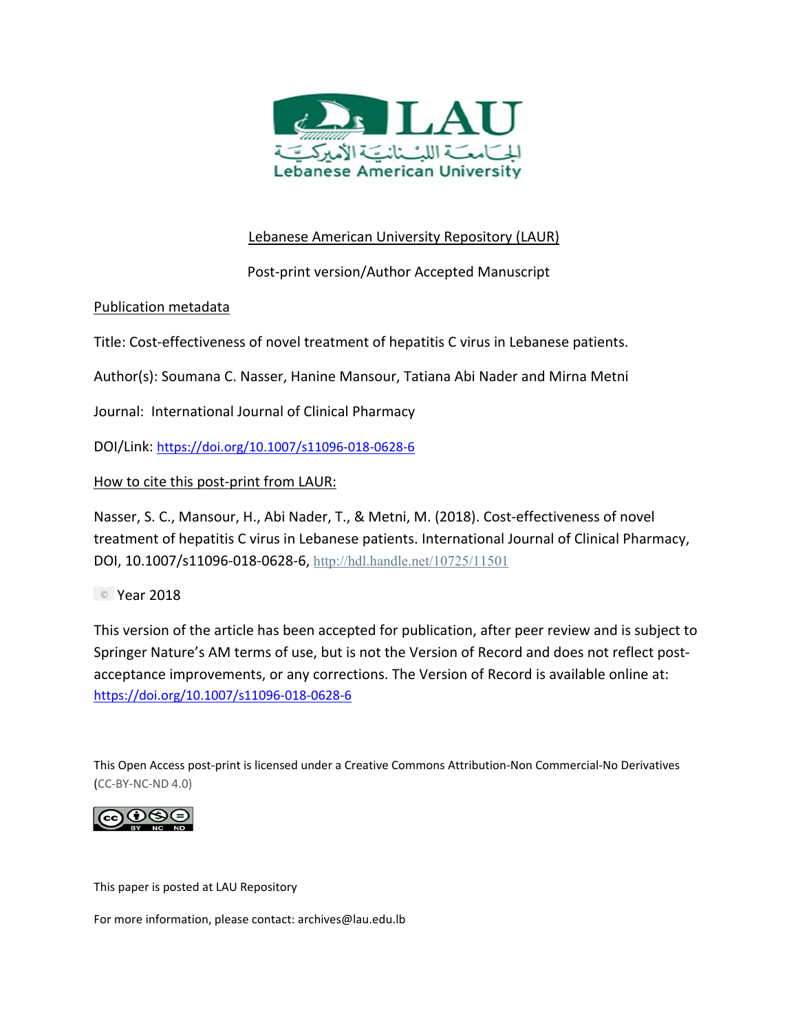LAU

الجامعة اللبنانية الأميركية

Lebanese American University

Lebanese American University Repository (LAUR)

Post-print version/Author Accepted Manuscript

Publication metadata

Title: Cost-effectiveness of novel treatment of hepatitis C virus in Lebanese patients.

Author(s): Soumana C. Nasser, Hanine Mansour, Tatiana Abi Nader and Mirna Metni

Journal: International Journal of Clinical Pharmacy

DOI/Link: https://doi.org/10.1007/s11096-018-0628-6

How to cite this post-print from LAUR:

Nasser, S. C., Mansour, H., Abi Nader, T., & Metni, M. (2018). Cost-effectiveness of novel treatment of hepatitis C virus in Lebanese patients. International Journal of Clinical Pharmacy, DOI, 10.1007/s11096-018-0628-6, http://hdl.handle.net/10725/11501

© Year 2018

This version of the article has been accepted for publication, after peer review and is subject to Springer Nature's AM terms of use, but is not the Version of Record and does not reflect post-acceptance improvements, or any corrections. The Version of Record is available online at: https://doi.org/10.1007/s11096-018-0628-6

This Open Access post-print is licensed under a Creative Commons Attribution-Non Commercial-No Derivatives (CC-BY-NC-ND 4.0)

This paper is posted at LAU Repository

For more information, please contact: archives@lau.edu.lb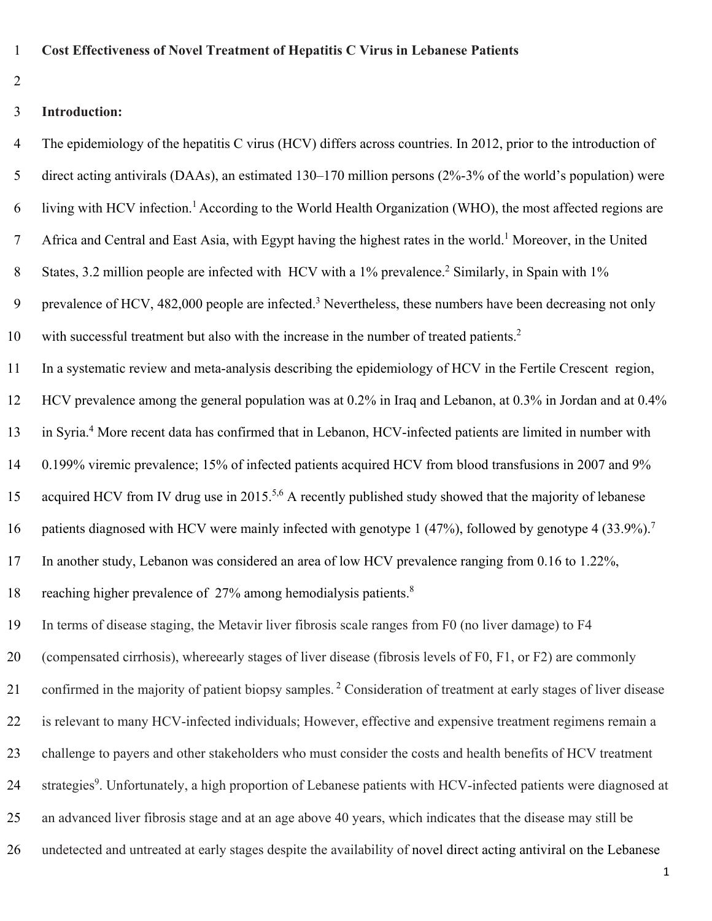**Cost Effectiveness of Novel Treatment of Hepatitis C Virus in Lebanese Patients**

**Introduction:**

The epidemiology of the hepatitis C virus (HCV) differs across countries. In 2012, prior to the introduction of direct acting antivirals (DAAs), an estimated 130–170 million persons (2%-3% of the world's population) were living with HCV infection.[1] According to the World Health Organization (WHO), the most affected regions are Africa and Central and East Asia, with Egypt having the highest rates in the world.[1] Moreover, in the United States, 3.2 million people are infected with HCV with a 1% prevalence.[2] Similarly, in Spain with 1% prevalence of HCV, 482,000 people are infected.[3] Nevertheless, these numbers have been decreasing not only with successful treatment but also with the increase in the number of treated patients.[2]

In a systematic review and meta-analysis describing the epidemiology of HCV in the Fertile Crescent region, HCV prevalence among the general population was at 0.2% in Iraq and Lebanon, at 0.3% in Jordan and at 0.4% in Syria.[4] More recent data has confirmed that in Lebanon, HCV-infected patients are limited in number with 0.199% viremic prevalence; 15% of infected patients acquired HCV from blood transfusions in 2007 and 9% acquired HCV from IV drug use in 2015.[5,6] A recently published study showed that the majority of lebanese patients diagnosed with HCV were mainly infected with genotype 1 (47%), followed by genotype 4 (33.9%).[7] In another study, Lebanon was considered an area of low HCV prevalence ranging from 0.16 to 1.22%, reaching higher prevalence of 27% among hemodialysis patients.[8]

In terms of disease staging, the Metavir liver fibrosis scale ranges from F0 (no liver damage) to F4 (compensated cirrhosis), whereearly stages of liver disease (fibrosis levels of F0, F1, or F2) are commonly confirmed in the majority of patient biopsy samples.[2] Consideration of treatment at early stages of liver disease is relevant to many HCV-infected individuals; However, effective and expensive treatment regimens remain a challenge to payers and other stakeholders who must consider the costs and health benefits of HCV treatment strategies[9]. Unfortunately, a high proportion of Lebanese patients with HCV-infected patients were diagnosed at an advanced liver fibrosis stage and at an age above 40 years, which indicates that the disease may still be undetected and untreated at early stages despite the availability of novel direct acting antiviral on the Lebanese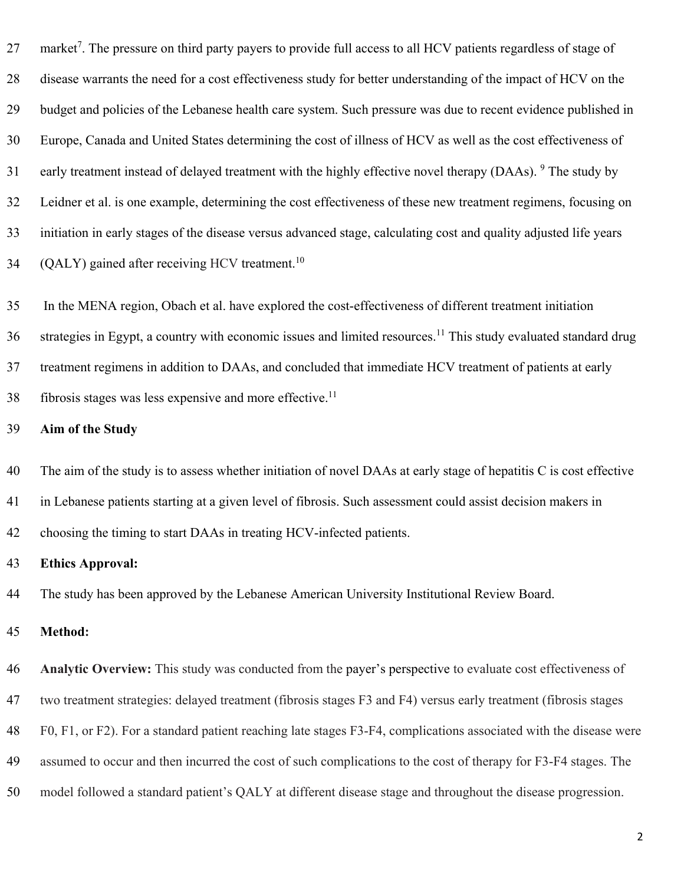market[7]. The pressure on third party payers to provide full access to all HCV patients regardless of stage of disease warrants the need for a cost effectiveness study for better understanding of the impact of HCV on the budget and policies of the Lebanese health care system. Such pressure was due to recent evidence published in Europe, Canada and United States determining the cost of illness of HCV as well as the cost effectiveness of early treatment instead of delayed treatment with the highly effective novel therapy (DAAs). [9] The study by Leidner et al. is one example, determining the cost effectiveness of these new treatment regimens, focusing on initiation in early stages of the disease versus advanced stage, calculating cost and quality adjusted life years (QALY) gained after receiving HCV treatment.[10]

In the MENA region, Obach et al. have explored the cost-effectiveness of different treatment initiation strategies in Egypt, a country with economic issues and limited resources.[11] This study evaluated standard drug treatment regimens in addition to DAAs, and concluded that immediate HCV treatment of patients at early fibrosis stages was less expensive and more effective.[11]

**Aim of the Study**

The aim of the study is to assess whether initiation of novel DAAs at early stage of hepatitis C is cost effective in Lebanese patients starting at a given level of fibrosis. Such assessment could assist decision makers in choosing the timing to start DAAs in treating HCV-infected patients.

**Ethics Approval:**

The study has been approved by the Lebanese American University Institutional Review Board.

**Method:**

**Analytic Overview:** This study was conducted from the payer's perspective to evaluate cost effectiveness of two treatment strategies: delayed treatment (fibrosis stages F3 and F4) versus early treatment (fibrosis stages F0, F1, or F2). For a standard patient reaching late stages F3-F4, complications associated with the disease were assumed to occur and then incurred the cost of such complications to the cost of therapy for F3-F4 stages. The model followed a standard patient's QALY at different disease stage and throughout the disease progression.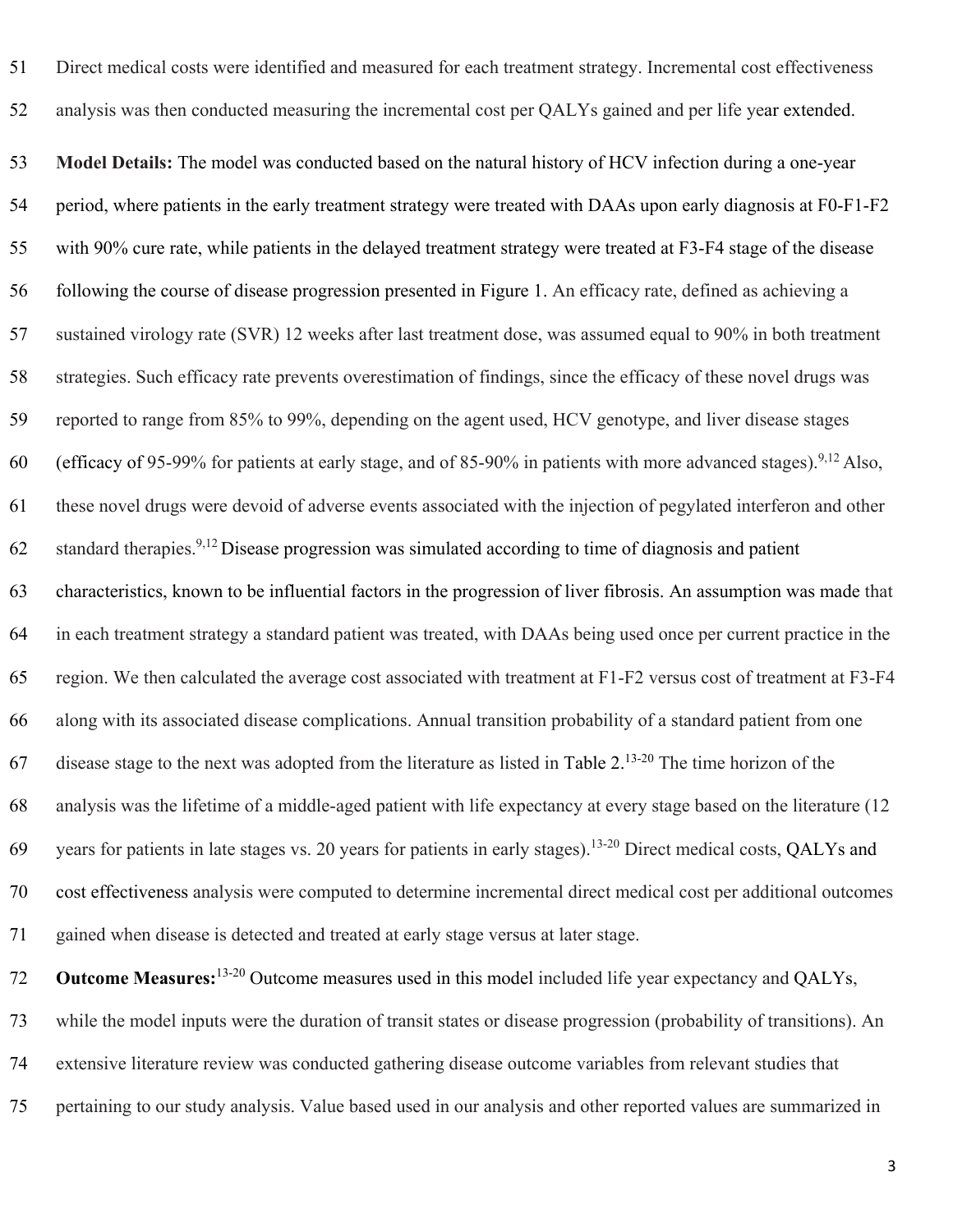Direct medical costs were identified and measured for each treatment strategy. Incremental cost effectiveness analysis was then conducted measuring the incremental cost per QALYs gained and per life year extended.

**Model Details:** The model was conducted based on the natural history of HCV infection during a one-year period, where patients in the early treatment strategy were treated with DAAs upon early diagnosis at F0-F1-F2 with 90% cure rate, while patients in the delayed treatment strategy were treated at F3-F4 stage of the disease following the course of disease progression presented in Figure 1. An efficacy rate, defined as achieving a sustained virology rate (SVR) 12 weeks after last treatment dose, was assumed equal to 90% in both treatment strategies. Such efficacy rate prevents overestimation of findings, since the efficacy of these novel drugs was reported to range from 85% to 99%, depending on the agent used, HCV genotype, and liver disease stages (efficacy of 95-99% for patients at early stage, and of 85-90% in patients with more advanced stages).[9,12] Also, these novel drugs were devoid of adverse events associated with the injection of pegylated interferon and other standard therapies.[9,12] Disease progression was simulated according to time of diagnosis and patient characteristics, known to be influential factors in the progression of liver fibrosis. An assumption was made that in each treatment strategy a standard patient was treated, with DAAs being used once per current practice in the region. We then calculated the average cost associated with treatment at F1-F2 versus cost of treatment at F3-F4 along with its associated disease complications. Annual transition probability of a standard patient from one disease stage to the next was adopted from the literature as listed in Table 2.[13-20] The time horizon of the analysis was the lifetime of a middle-aged patient with life expectancy at every stage based on the literature (12 years for patients in late stages vs. 20 years for patients in early stages).[13-20] Direct medical costs, QALYs and cost effectiveness analysis were computed to determine incremental direct medical cost per additional outcomes gained when disease is detected and treated at early stage versus at later stage.

**Outcome Measures:**[13-20] Outcome measures used in this model included life year expectancy and QALYs, while the model inputs were the duration of transit states or disease progression (probability of transitions). An extensive literature review was conducted gathering disease outcome variables from relevant studies that pertaining to our study analysis. Value based used in our analysis and other reported values are summarized in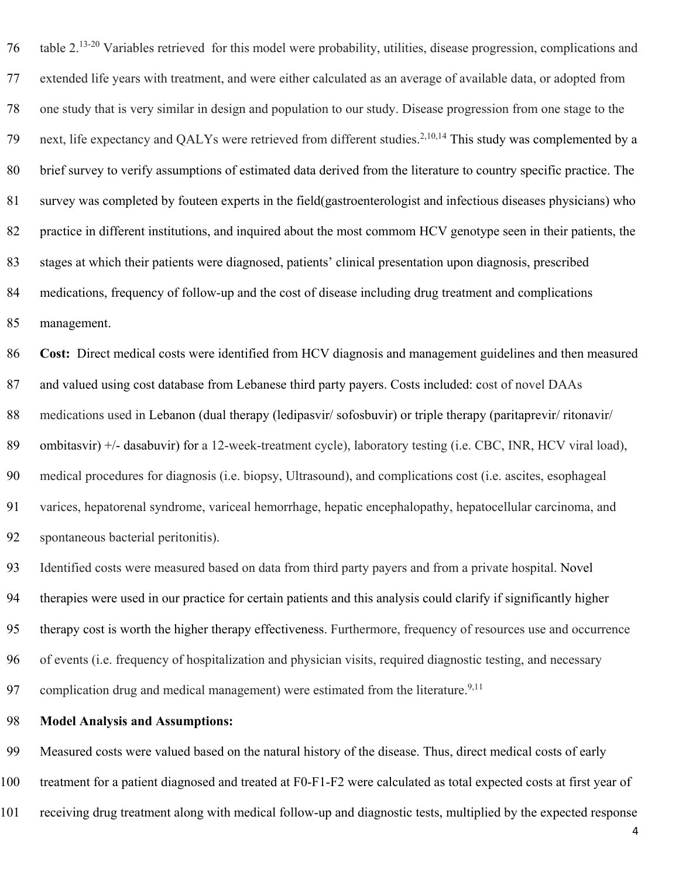table 2.[13-20] Variables retrieved for this model were probability, utilities, disease progression, complications and extended life years with treatment, and were either calculated as an average of available data, or adopted from one study that is very similar in design and population to our study. Disease progression from one stage to the next, life expectancy and QALYs were retrieved from different studies.[2,10,14] This study was complemented by a brief survey to verify assumptions of estimated data derived from the literature to country specific practice. The survey was completed by fouteen experts in the field(gastroenterologist and infectious diseases physicians) who practice in different institutions, and inquired about the most commom HCV genotype seen in their patients, the stages at which their patients were diagnosed, patients' clinical presentation upon diagnosis, prescribed medications, frequency of follow-up and the cost of disease including drug treatment and complications management.

**Cost:** Direct medical costs were identified from HCV diagnosis and management guidelines and then measured and valued using cost database from Lebanese third party payers. Costs included: cost of novel DAAs medications used in Lebanon (dual therapy (ledipasvir/ sofosbuvir) or triple therapy (paritaprevir/ ritonavir/ ombitasvir) +/- dasabuvir) for a 12-week-treatment cycle), laboratory testing (i.e. CBC, INR, HCV viral load), medical procedures for diagnosis (i.e. biopsy, Ultrasound), and complications cost (i.e. ascites, esophageal varices, hepatorenal syndrome, variceal hemorrhage, hepatic encephalopathy, hepatocellular carcinoma, and spontaneous bacterial peritonitis).

Identified costs were measured based on data from third party payers and from a private hospital. Novel therapies were used in our practice for certain patients and this analysis could clarify if significantly higher therapy cost is worth the higher therapy effectiveness. Furthermore, frequency of resources use and occurrence of events (i.e. frequency of hospitalization and physician visits, required diagnostic testing, and necessary complication drug and medical management) were estimated from the literature.[9,11]

**Model Analysis and Assumptions:**

Measured costs were valued based on the natural history of the disease. Thus, direct medical costs of early treatment for a patient diagnosed and treated at F0-F1-F2 were calculated as total expected costs at first year of receiving drug treatment along with medical follow-up and diagnostic tests, multiplied by the expected response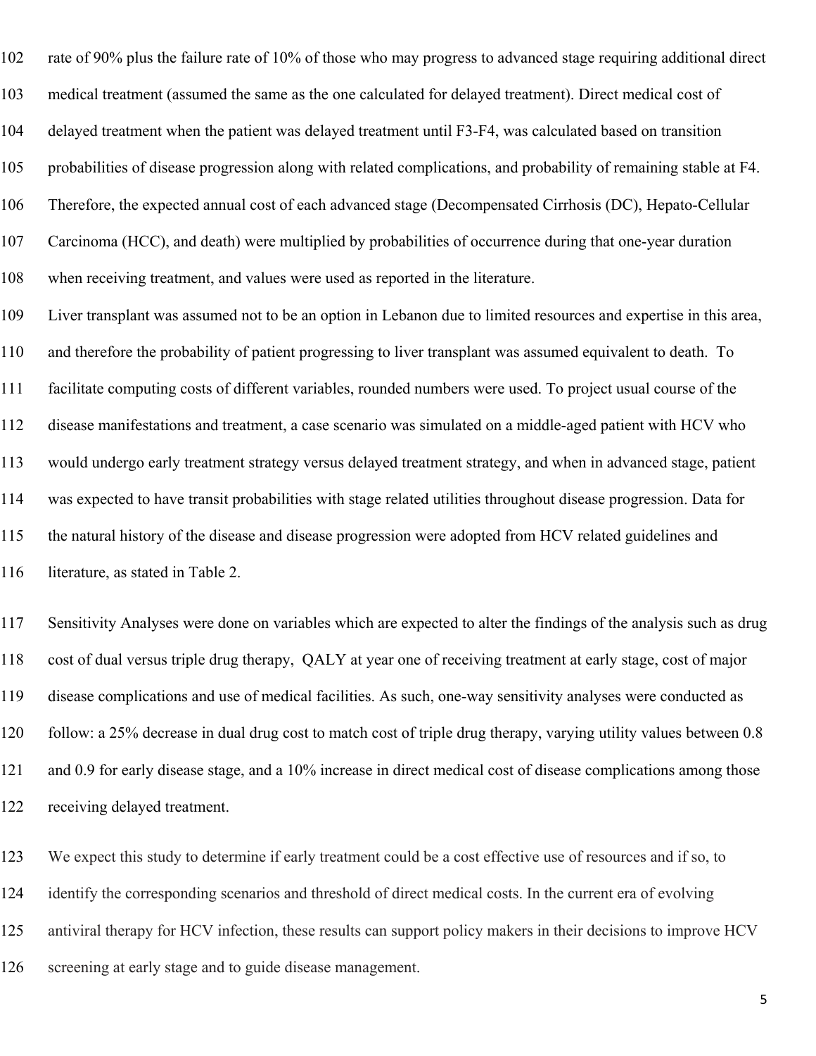rate of 90% plus the failure rate of 10% of those who may progress to advanced stage requiring additional direct medical treatment (assumed the same as the one calculated for delayed treatment). Direct medical cost of delayed treatment when the patient was delayed treatment until F3-F4, was calculated based on transition probabilities of disease progression along with related complications, and probability of remaining stable at F4. Therefore, the expected annual cost of each advanced stage (Decompensated Cirrhosis (DC), Hepato-Cellular Carcinoma (HCC), and death) were multiplied by probabilities of occurrence during that one-year duration when receiving treatment, and values were used as reported in the literature.

Liver transplant was assumed not to be an option in Lebanon due to limited resources and expertise in this area, and therefore the probability of patient progressing to liver transplant was assumed equivalent to death. To facilitate computing costs of different variables, rounded numbers were used. To project usual course of the disease manifestations and treatment, a case scenario was simulated on a middle-aged patient with HCV who would undergo early treatment strategy versus delayed treatment strategy, and when in advanced stage, patient was expected to have transit probabilities with stage related utilities throughout disease progression. Data for the natural history of the disease and disease progression were adopted from HCV related guidelines and literature, as stated in Table 2.

Sensitivity Analyses were done on variables which are expected to alter the findings of the analysis such as drug cost of dual versus triple drug therapy, QALY at year one of receiving treatment at early stage, cost of major disease complications and use of medical facilities. As such, one-way sensitivity analyses were conducted as follow: a 25% decrease in dual drug cost to match cost of triple drug therapy, varying utility values between 0.8 and 0.9 for early disease stage, and a 10% increase in direct medical cost of disease complications among those receiving delayed treatment.

We expect this study to determine if early treatment could be a cost effective use of resources and if so, to identify the corresponding scenarios and threshold of direct medical costs. In the current era of evolving antiviral therapy for HCV infection, these results can support policy makers in their decisions to improve HCV screening at early stage and to guide disease management.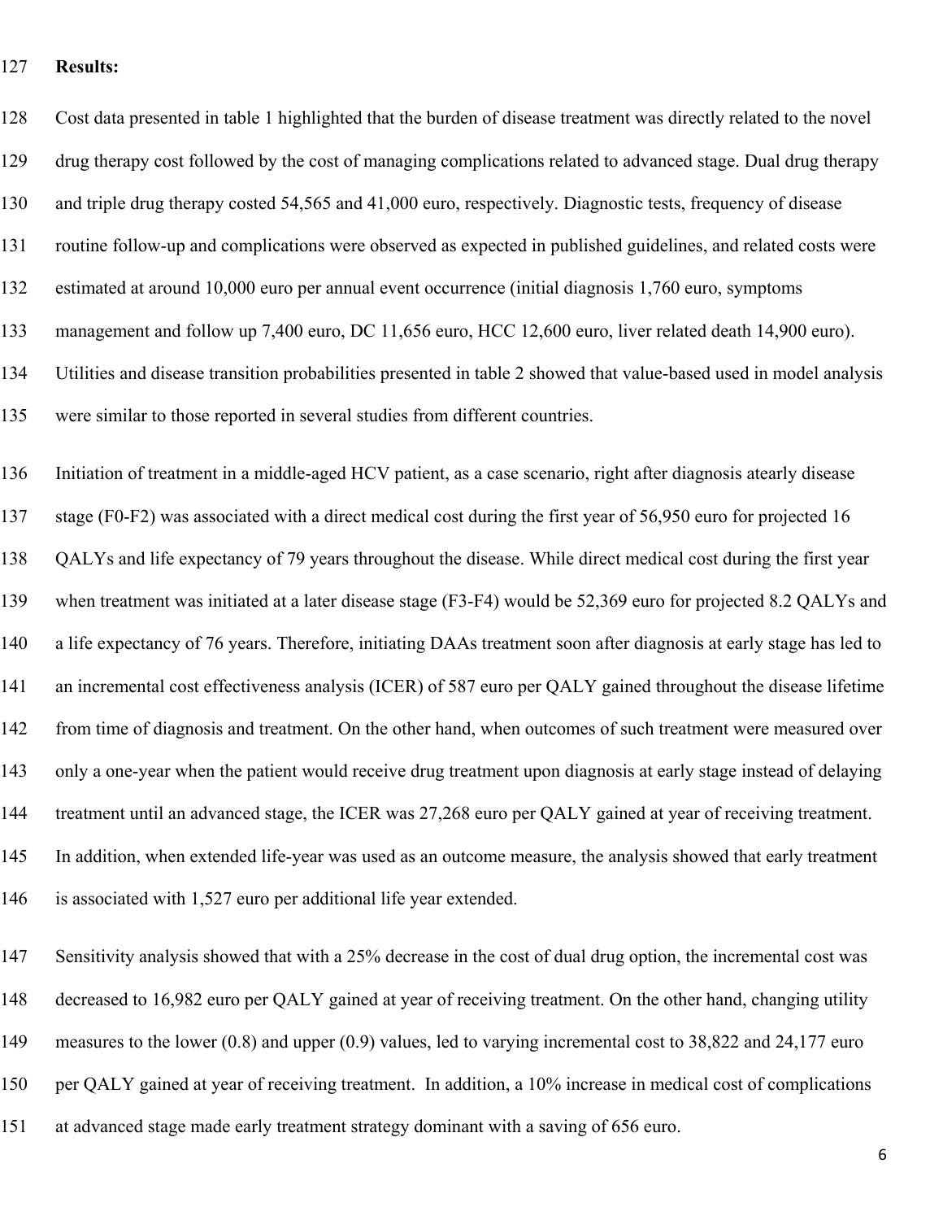**Results:**

Cost data presented in table 1 highlighted that the burden of disease treatment was directly related to the novel drug therapy cost followed by the cost of managing complications related to advanced stage. Dual drug therapy and triple drug therapy costed 54,565 and 41,000 euro, respectively. Diagnostic tests, frequency of disease routine follow-up and complications were observed as expected in published guidelines, and related costs were estimated at around 10,000 euro per annual event occurrence (initial diagnosis 1,760 euro, symptoms management and follow up 7,400 euro, DC 11,656 euro, HCC 12,600 euro, liver related death 14,900 euro). Utilities and disease transition probabilities presented in table 2 showed that value-based used in model analysis were similar to those reported in several studies from different countries.

Initiation of treatment in a middle-aged HCV patient, as a case scenario, right after diagnosis atearly disease stage (F0-F2) was associated with a direct medical cost during the first year of 56,950 euro for projected 16 QALYs and life expectancy of 79 years throughout the disease. While direct medical cost during the first year when treatment was initiated at a later disease stage (F3-F4) would be 52,369 euro for projected 8.2 QALYs and a life expectancy of 76 years. Therefore, initiating DAAs treatment soon after diagnosis at early stage has led to an incremental cost effectiveness analysis (ICER) of 587 euro per QALY gained throughout the disease lifetime from time of diagnosis and treatment. On the other hand, when outcomes of such treatment were measured over only a one-year when the patient would receive drug treatment upon diagnosis at early stage instead of delaying treatment until an advanced stage, the ICER was 27,268 euro per QALY gained at year of receiving treatment. In addition, when extended life-year was used as an outcome measure, the analysis showed that early treatment is associated with 1,527 euro per additional life year extended.

Sensitivity analysis showed that with a 25% decrease in the cost of dual drug option, the incremental cost was decreased to 16,982 euro per QALY gained at year of receiving treatment. On the other hand, changing utility measures to the lower (0.8) and upper (0.9) values, led to varying incremental cost to 38,822 and 24,177 euro per QALY gained at year of receiving treatment. In addition, a 10% increase in medical cost of complications at advanced stage made early treatment strategy dominant with a saving of 656 euro.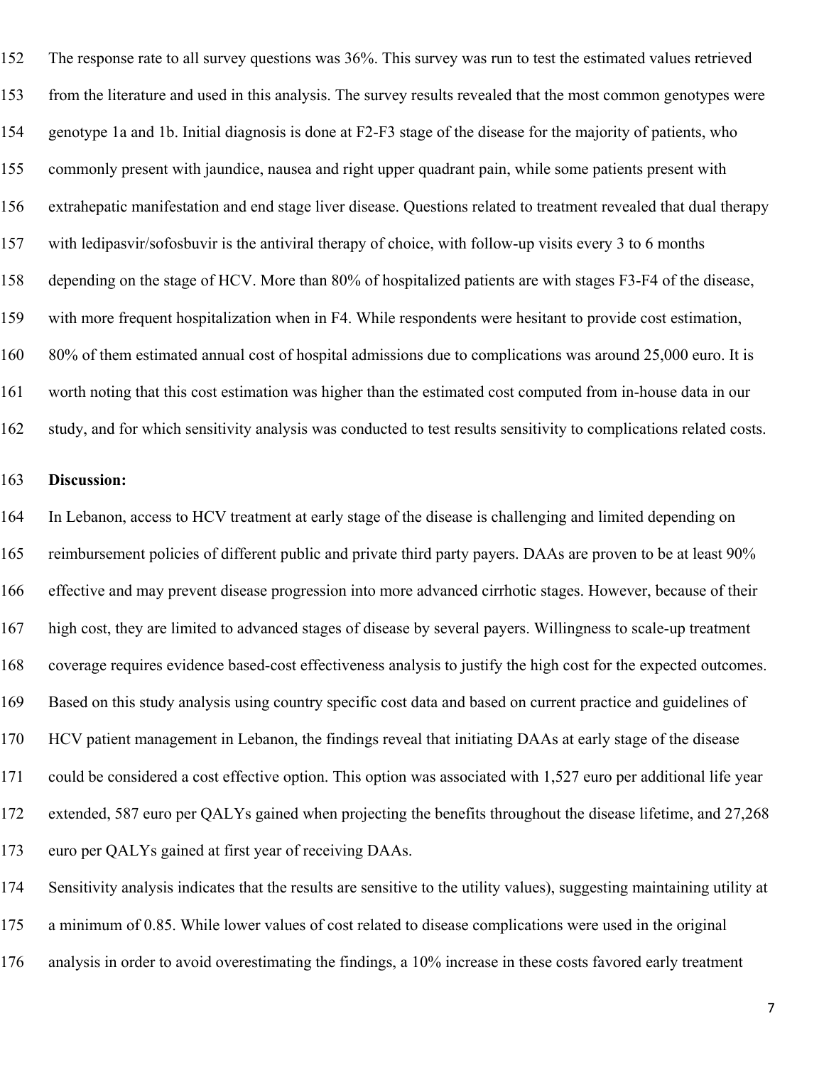The response rate to all survey questions was 36%. This survey was run to test the estimated values retrieved from the literature and used in this analysis. The survey results revealed that the most common genotypes were genotype 1a and 1b. Initial diagnosis is done at F2-F3 stage of the disease for the majority of patients, who commonly present with jaundice, nausea and right upper quadrant pain, while some patients present with extrahepatic manifestation and end stage liver disease. Questions related to treatment revealed that dual therapy with ledipasvir/sofosbuvir is the antiviral therapy of choice, with follow-up visits every 3 to 6 months depending on the stage of HCV. More than 80% of hospitalized patients are with stages F3-F4 of the disease, with more frequent hospitalization when in F4. While respondents were hesitant to provide cost estimation, 80% of them estimated annual cost of hospital admissions due to complications was around 25,000 euro. It is worth noting that this cost estimation was higher than the estimated cost computed from in-house data in our study, and for which sensitivity analysis was conducted to test results sensitivity to complications related costs.

**Discussion:**

In Lebanon, access to HCV treatment at early stage of the disease is challenging and limited depending on reimbursement policies of different public and private third party payers. DAAs are proven to be at least 90% effective and may prevent disease progression into more advanced cirrhotic stages. However, because of their high cost, they are limited to advanced stages of disease by several payers. Willingness to scale-up treatment coverage requires evidence based-cost effectiveness analysis to justify the high cost for the expected outcomes. Based on this study analysis using country specific cost data and based on current practice and guidelines of HCV patient management in Lebanon, the findings reveal that initiating DAAs at early stage of the disease could be considered a cost effective option. This option was associated with 1,527 euro per additional life year extended, 587 euro per QALYs gained when projecting the benefits throughout the disease lifetime, and 27,268 euro per QALYs gained at first year of receiving DAAs.

Sensitivity analysis indicates that the results are sensitive to the utility values), suggesting maintaining utility at a minimum of 0.85. While lower values of cost related to disease complications were used in the original analysis in order to avoid overestimating the findings, a 10% increase in these costs favored early treatment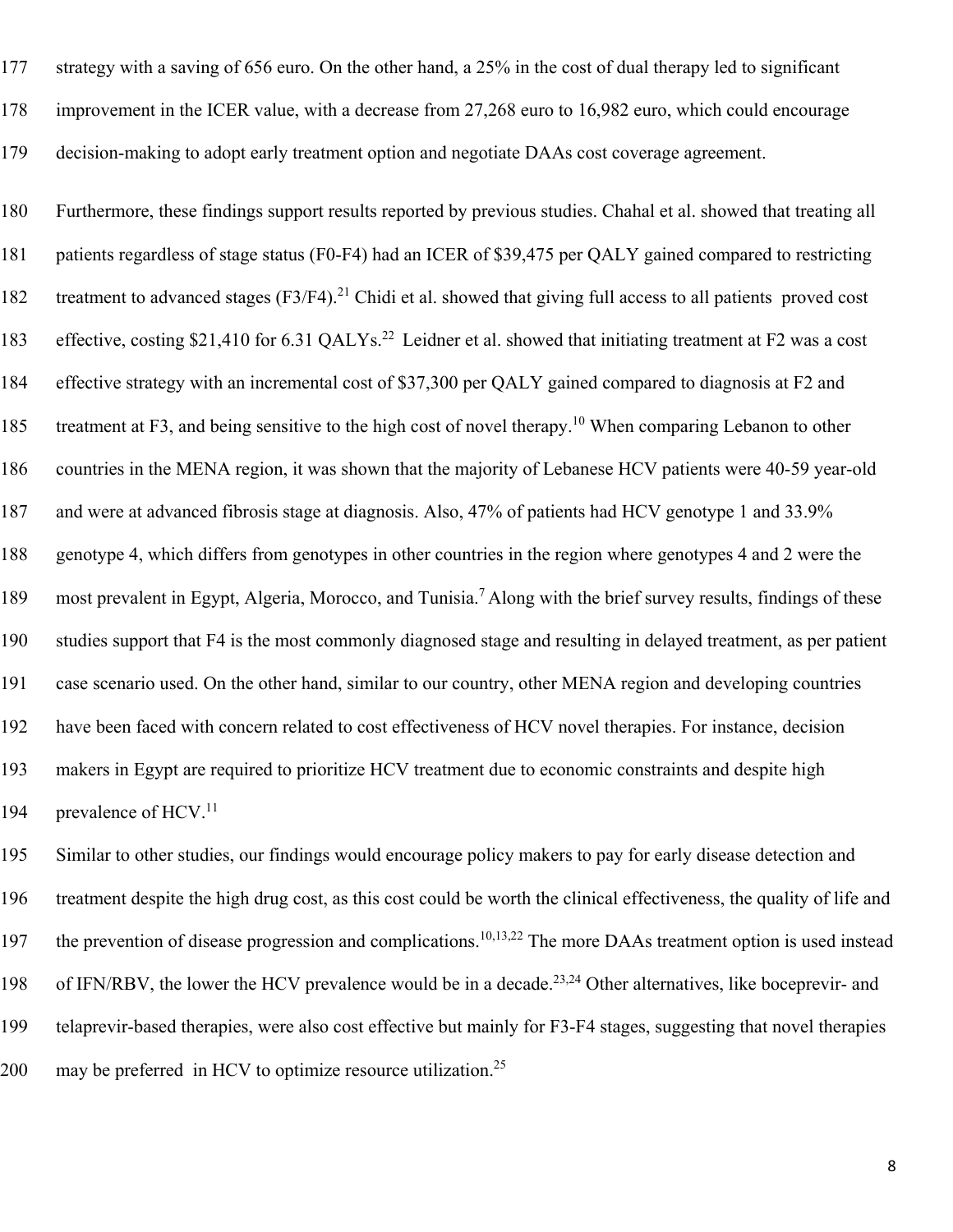strategy with a saving of 656 euro. On the other hand, a 25% in the cost of dual therapy led to significant improvement in the ICER value, with a decrease from 27,268 euro to 16,982 euro, which could encourage decision-making to adopt early treatment option and negotiate DAAs cost coverage agreement.

Furthermore, these findings support results reported by previous studies. Chahal et al. showed that treating all patients regardless of stage status (F0-F4) had an ICER of $39,475 per QALY gained compared to restricting treatment to advanced stages (F3/F4).[21] Chidi et al. showed that giving full access to all patients proved cost effective, costing $21,410 for 6.31 QALYs.[22] Leidner et al. showed that initiating treatment at F2 was a cost effective strategy with an incremental cost of $37,300 per QALY gained compared to diagnosis at F2 and treatment at F3, and being sensitive to the high cost of novel therapy.[10] When comparing Lebanon to other countries in the MENA region, it was shown that the majority of Lebanese HCV patients were 40-59 year-old and were at advanced fibrosis stage at diagnosis. Also, 47% of patients had HCV genotype 1 and 33.9% genotype 4, which differs from genotypes in other countries in the region where genotypes 4 and 2 were the most prevalent in Egypt, Algeria, Morocco, and Tunisia.[7] Along with the brief survey results, findings of these studies support that F4 is the most commonly diagnosed stage and resulting in delayed treatment, as per patient case scenario used. On the other hand, similar to our country, other MENA region and developing countries have been faced with concern related to cost effectiveness of HCV novel therapies. For instance, decision makers in Egypt are required to prioritize HCV treatment due to economic constraints and despite high prevalence of HCV.[11]

Similar to other studies, our findings would encourage policy makers to pay for early disease detection and treatment despite the high drug cost, as this cost could be worth the clinical effectiveness, the quality of life and the prevention of disease progression and complications.[10,13,22] The more DAAs treatment option is used instead of IFN/RBV, the lower the HCV prevalence would be in a decade.[23,24] Other alternatives, like boceprevir- and telaprevir-based therapies, were also cost effective but mainly for F3-F4 stages, suggesting that novel therapies may be preferred in HCV to optimize resource utilization.[25]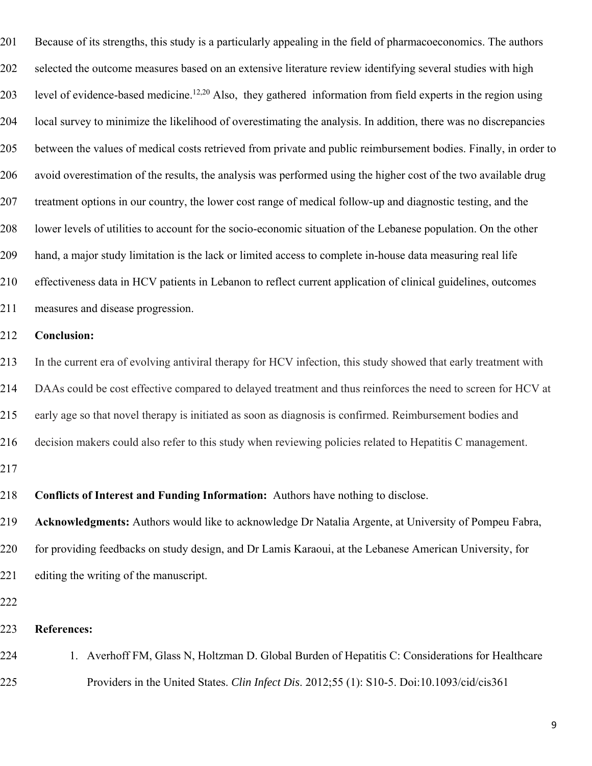Because of its strengths, this study is a particularly appealing in the field of pharmacoeconomics. The authors selected the outcome measures based on an extensive literature review identifying several studies with high level of evidence-based medicine.[12,20] Also, they gathered information from field experts in the region using local survey to minimize the likelihood of overestimating the analysis. In addition, there was no discrepancies between the values of medical costs retrieved from private and public reimbursement bodies. Finally, in order to avoid overestimation of the results, the analysis was performed using the higher cost of the two available drug treatment options in our country, the lower cost range of medical follow-up and diagnostic testing, and the lower levels of utilities to account for the socio-economic situation of the Lebanese population. On the other hand, a major study limitation is the lack or limited access to complete in-house data measuring real life effectiveness data in HCV patients in Lebanon to reflect current application of clinical guidelines, outcomes measures and disease progression.

**Conclusion:**

In the current era of evolving antiviral therapy for HCV infection, this study showed that early treatment with DAAs could be cost effective compared to delayed treatment and thus reinforces the need to screen for HCV at early age so that novel therapy is initiated as soon as diagnosis is confirmed. Reimbursement bodies and decision makers could also refer to this study when reviewing policies related to Hepatitis C management.

**Conflicts of Interest and Funding Information:** Authors have nothing to disclose.

**Acknowledgments:** Authors would like to acknowledge Dr Natalia Argente, at University of Pompeu Fabra, for providing feedbacks on study design, and Dr Lamis Karaoui, at the Lebanese American University, for editing the writing of the manuscript.

**References:**

1. Averhoff FM, Glass N, Holtzman D. Global Burden of Hepatitis C: Considerations for Healthcare Providers in the United States. *Clin Infect Dis*. 2012;55 (1): S10-5. Doi:10.1093/cid/cis361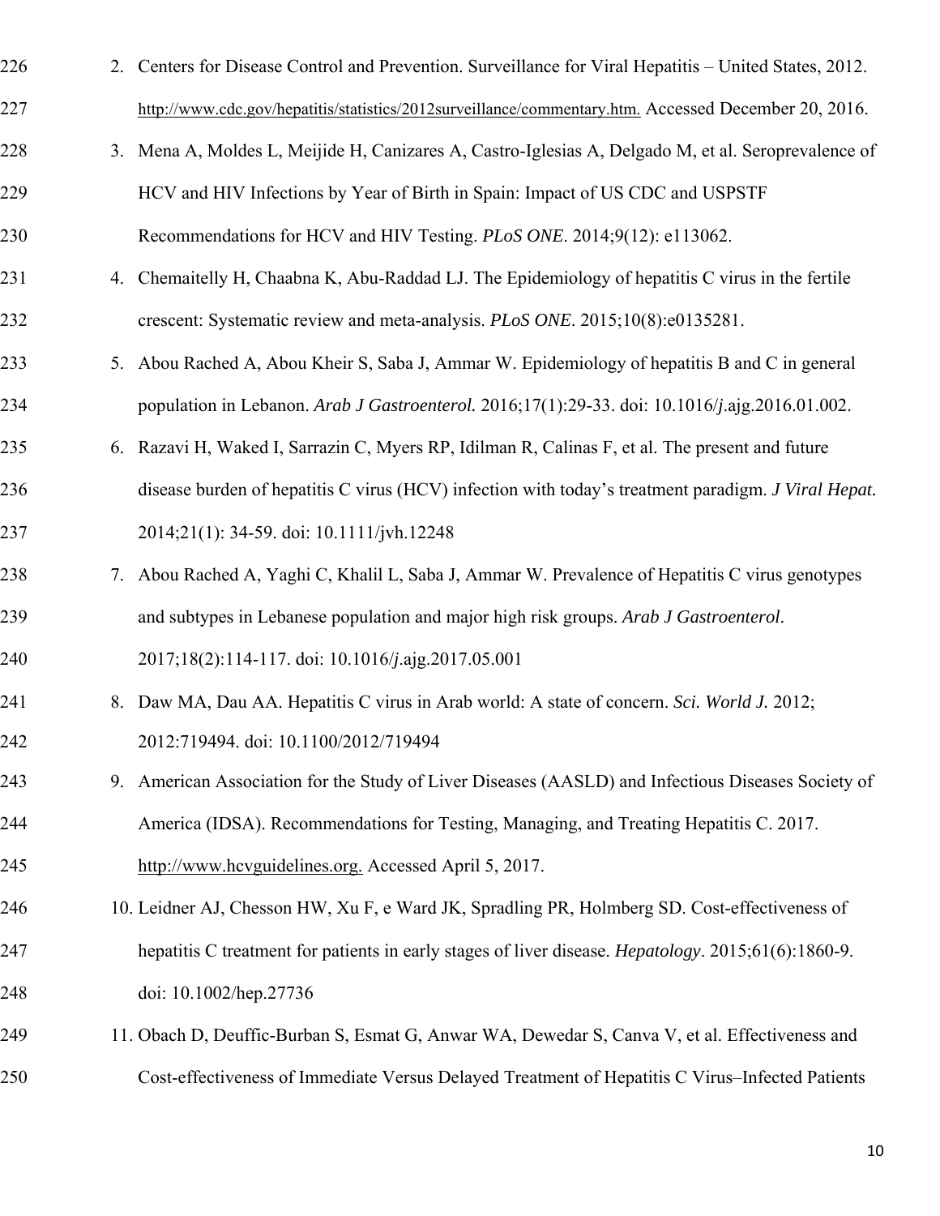2. Centers for Disease Control and Prevention. Surveillance for Viral Hepatitis – United States, 2012. http://www.cdc.gov/hepatitis/statistics/2012surveillance/commentary.htm. Accessed December 20, 2016.
3. Mena A, Moldes L, Meijide H, Canizares A, Castro-Iglesias A, Delgado M, et al. Seroprevalence of HCV and HIV Infections by Year of Birth in Spain: Impact of US CDC and USPSTF Recommendations for HCV and HIV Testing. *PLoS ONE*. 2014;9(12): e113062.
4. Chemaitelly H, Chaabna K, Abu-Raddad LJ. The Epidemiology of hepatitis C virus in the fertile crescent: Systematic review and meta-analysis. *PLoS ONE*. 2015;10(8):e0135281.
5. Abou Rached A, Abou Kheir S, Saba J, Ammar W. Epidemiology of hepatitis B and C in general population in Lebanon. *Arab J Gastroenterol.* 2016;17(1):29-33. doi: 10.1016/*j*.ajg.2016.01.002.
6. Razavi H, Waked I, Sarrazin C, Myers RP, Idilman R, Calinas F, et al. The present and future disease burden of hepatitis C virus (HCV) infection with today's treatment paradigm. *J Viral Hepat.* 2014;21(1): 34-59. doi: 10.1111/jvh.12248
7. Abou Rached A, Yaghi C, Khalil L, Saba J, Ammar W. Prevalence of Hepatitis C virus genotypes and subtypes in Lebanese population and major high risk groups. *Arab J Gastroenterol*. 2017;18(2):114-117. doi: 10.1016/*j*.ajg.2017.05.001
8. Daw MA, Dau AA. Hepatitis C virus in Arab world: A state of concern. *Sci. World J.* 2012; 2012:719494. doi: 10.1100/2012/719494
9. American Association for the Study of Liver Diseases (AASLD) and Infectious Diseases Society of America (IDSA). Recommendations for Testing, Managing, and Treating Hepatitis C. 2017. http://www.hcvguidelines.org. Accessed April 5, 2017.
10. Leidner AJ, Chesson HW, Xu F, e Ward JK, Spradling PR, Holmberg SD. Cost-effectiveness of hepatitis C treatment for patients in early stages of liver disease. *Hepatology*. 2015;61(6):1860-9. doi: 10.1002/hep.27736
11. Obach D, Deuffic-Burban S, Esmat G, Anwar WA, Dewedar S, Canva V, et al. Effectiveness and Cost-effectiveness of Immediate Versus Delayed Treatment of Hepatitis C Virus–Infected Patients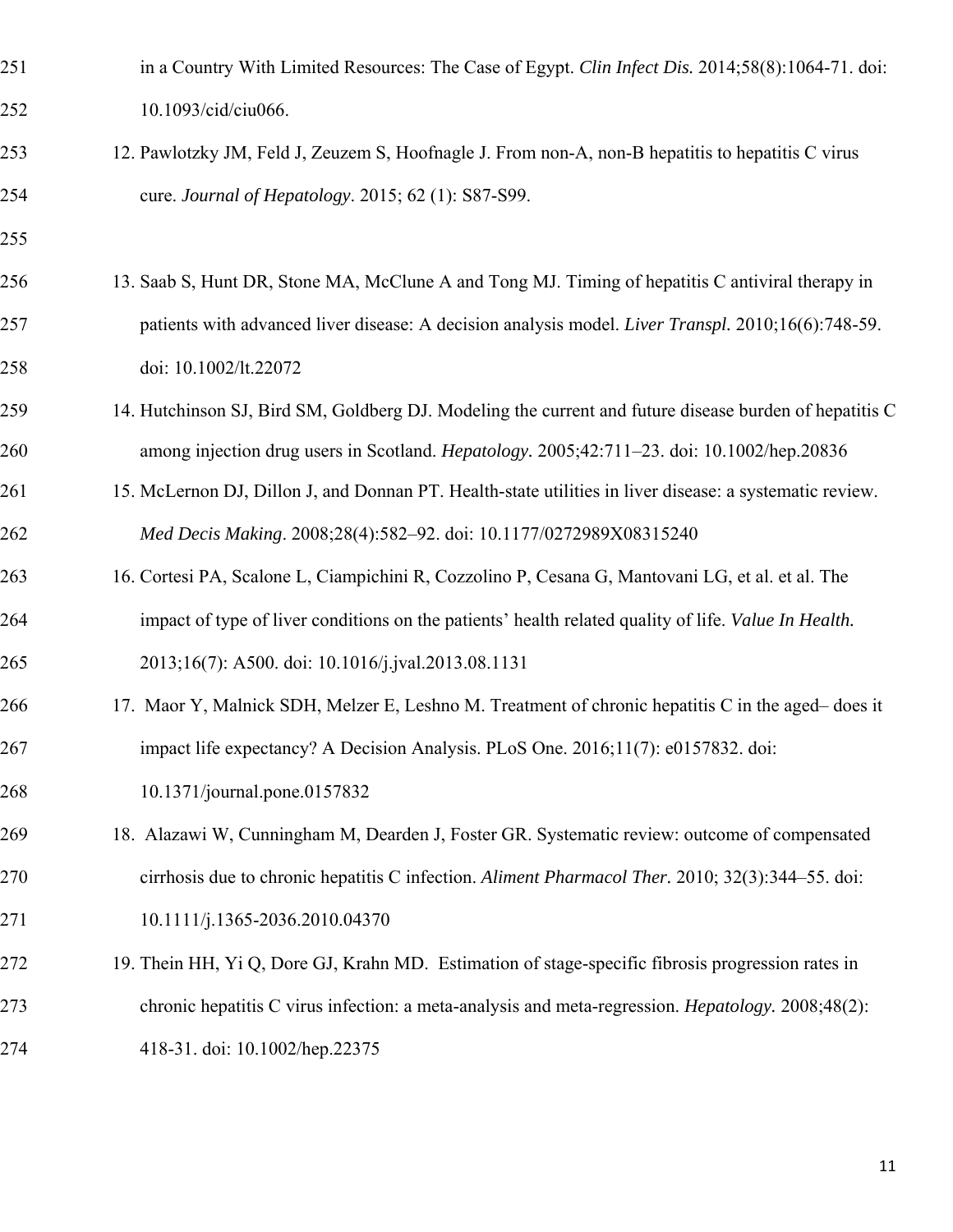in a Country With Limited Resources: The Case of Egypt. *Clin Infect Dis.* 2014;58(8):1064-71. doi: 10.1093/cid/ciu066.

12. Pawlotzky JM, Feld J, Zeuzem S, Hoofnagle J. From non-A, non-B hepatitis to hepatitis C virus cure. *Journal of Hepatology*. 2015; 62 (1): S87-S99.

13. Saab S, Hunt DR, Stone MA, McClune A and Tong MJ. Timing of hepatitis C antiviral therapy in patients with advanced liver disease: A decision analysis model. *Liver Transpl.* 2010;16(6):748-59. doi: 10.1002/lt.22072

14. Hutchinson SJ, Bird SM, Goldberg DJ. Modeling the current and future disease burden of hepatitis C among injection drug users in Scotland. *Hepatology.* 2005;42:711–23. doi: 10.1002/hep.20836

15. McLernon DJ, Dillon J, and Donnan PT. Health-state utilities in liver disease: a systematic review. *Med Decis Making*. 2008;28(4):582–92. doi: 10.1177/0272989X08315240

16. Cortesi PA, Scalone L, Ciampichini R, Cozzolino P, Cesana G, Mantovani LG, et al. et al. The impact of type of liver conditions on the patients' health related quality of life. *Value In Health.* 2013;16(7): A500. doi: 10.1016/j.jval.2013.08.1131

17. Maor Y, Malnick SDH, Melzer E, Leshno M. Treatment of chronic hepatitis C in the aged– does it impact life expectancy? A Decision Analysis. PLoS One. 2016;11(7): e0157832. doi: 10.1371/journal.pone.0157832

18. Alazawi W, Cunningham M, Dearden J, Foster GR. Systematic review: outcome of compensated cirrhosis due to chronic hepatitis C infection. *Aliment Pharmacol Ther.* 2010; 32(3):344–55. doi: 10.1111/j.1365-2036.2010.04370

19. Thein HH, Yi Q, Dore GJ, Krahn MD. Estimation of stage-specific fibrosis progression rates in chronic hepatitis C virus infection: a meta-analysis and meta-regression. *Hepatology.* 2008;48(2): 418-31. doi: 10.1002/hep.22375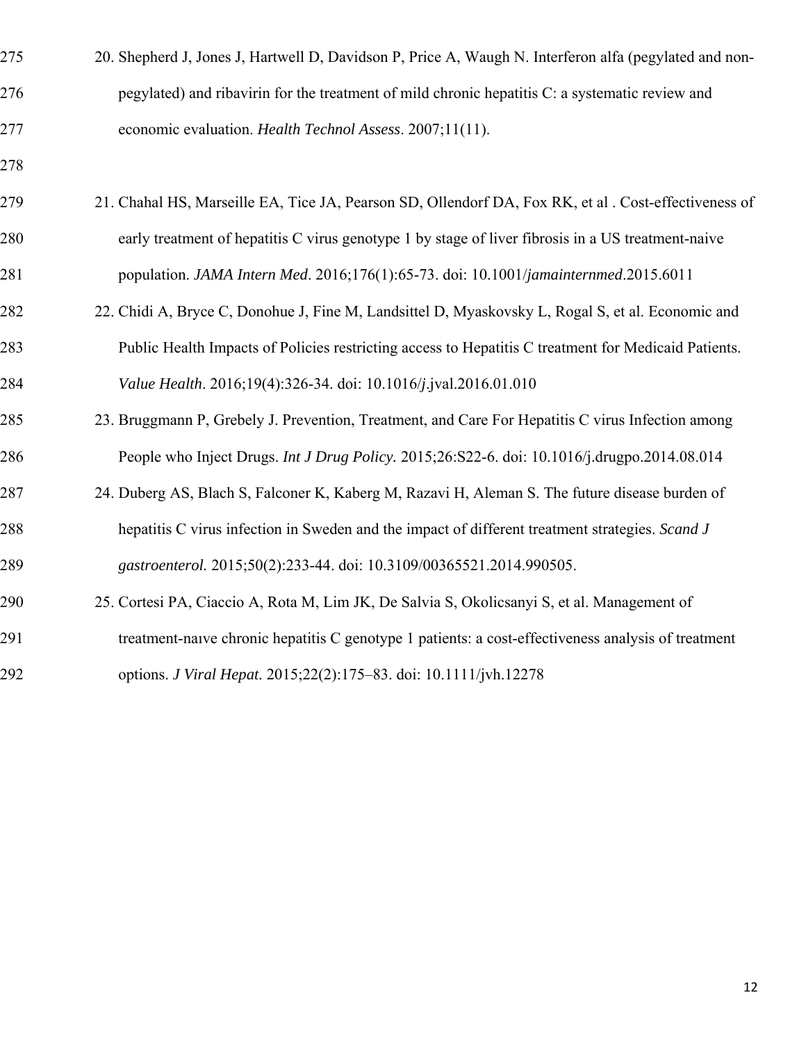20. Shepherd J, Jones J, Hartwell D, Davidson P, Price A, Waugh N. Interferon alfa (pegylated and non-pegylated) and ribavirin for the treatment of mild chronic hepatitis C: a systematic review and economic evaluation. *Health Technol Assess*. 2007;11(11).

21. Chahal HS, Marseille EA, Tice JA, Pearson SD, Ollendorf DA, Fox RK, et al . Cost-effectiveness of early treatment of hepatitis C virus genotype 1 by stage of liver fibrosis in a US treatment-naive population. *JAMA Intern Med*. 2016;176(1):65-73. doi: 10.1001/*jamainternmed*.2015.6011

22. Chidi A, Bryce C, Donohue J, Fine M, Landsittel D, Myaskovsky L, Rogal S, et al. Economic and Public Health Impacts of Policies restricting access to Hepatitis C treatment for Medicaid Patients. *Value Health*. 2016;19(4):326-34. doi: 10.1016/*j*.jval.2016.01.010

23. Bruggmann P, Grebely J. Prevention, Treatment, and Care For Hepatitis C virus Infection among People who Inject Drugs. *Int J Drug Policy.* 2015;26:S22-6. doi: 10.1016/j.drugpo.2014.08.014

24. Duberg AS, Blach S, Falconer K, Kaberg M, Razavi H, Aleman S. The future disease burden of hepatitis C virus infection in Sweden and the impact of different treatment strategies. *Scand J gastroenterol.* 2015;50(2):233-44. doi: 10.3109/00365521.2014.990505.

25. Cortesi PA, Ciaccio A, Rota M, Lim JK, De Salvia S, Okolicsanyi S, et al. Management of treatment-naıve chronic hepatitis C genotype 1 patients: a cost-effectiveness analysis of treatment options. *J Viral Hepat.* 2015;22(2):175–83. doi: 10.1111/jvh.12278